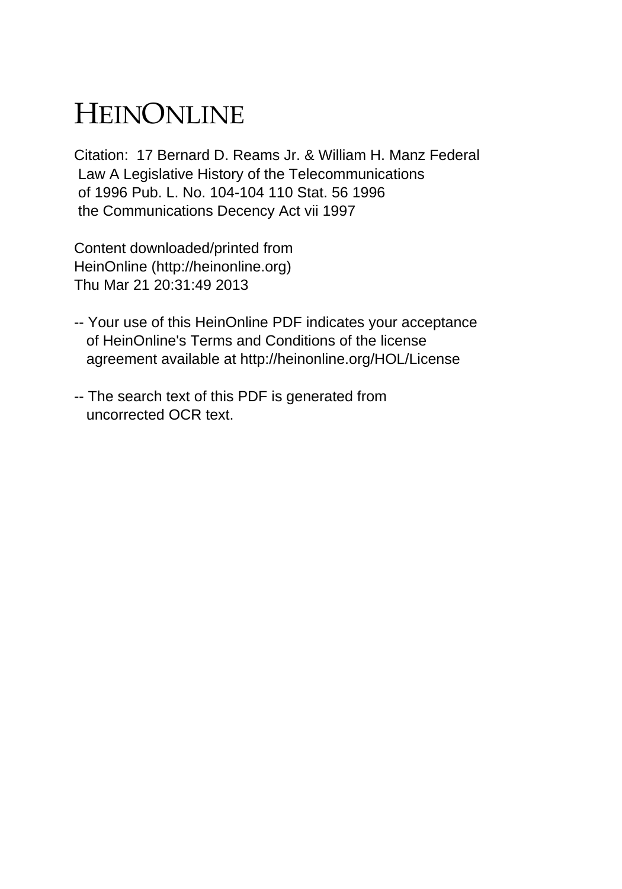# HEINONLINE

Citation: 17 Bernard D. Reams Jr. & William H. Manz Federal Law A Legislative History of the Telecommunications of 1996 Pub. L. No. 104-104 110 Stat. 56 1996 the Communications Decency Act vii 1997

Content downloaded/printed from HeinOnline (http://heinonline.org) Thu Mar 21 20:31:49 2013

-- Your use of this HeinOnline PDF indicates your acceptance of HeinOnline's Terms and Conditions of the license agreement available at http://heinonline.org/HOL/License

-- The search text of this PDF is generated from uncorrected OCR text.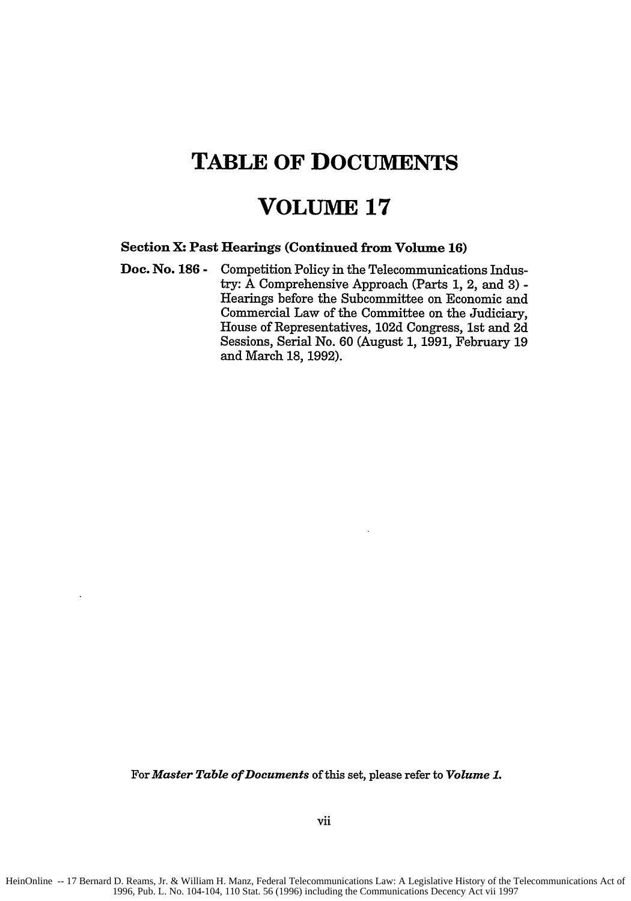# TABLE OF DOCUMENTS

# VOLUME 17

**Section X: Past Hearings (Continued from Volume 16)**

**Doc. No. 186 -** Competition Policy in the Telecommunications Industry: A Comprehensive Approach (Parts 1, 2, and 3) - Hearings before the Subcommittee on Economic and Commercial Law of the Committee on the Judiciary, House of Representatives, 102d Congress, 1st and 2d Sessions, Serial No. 60 (August 1, 1991, February 19 and March 18, 1992).

For ***Master Table of Documents*** of this set, please refer to ***Volume 1.***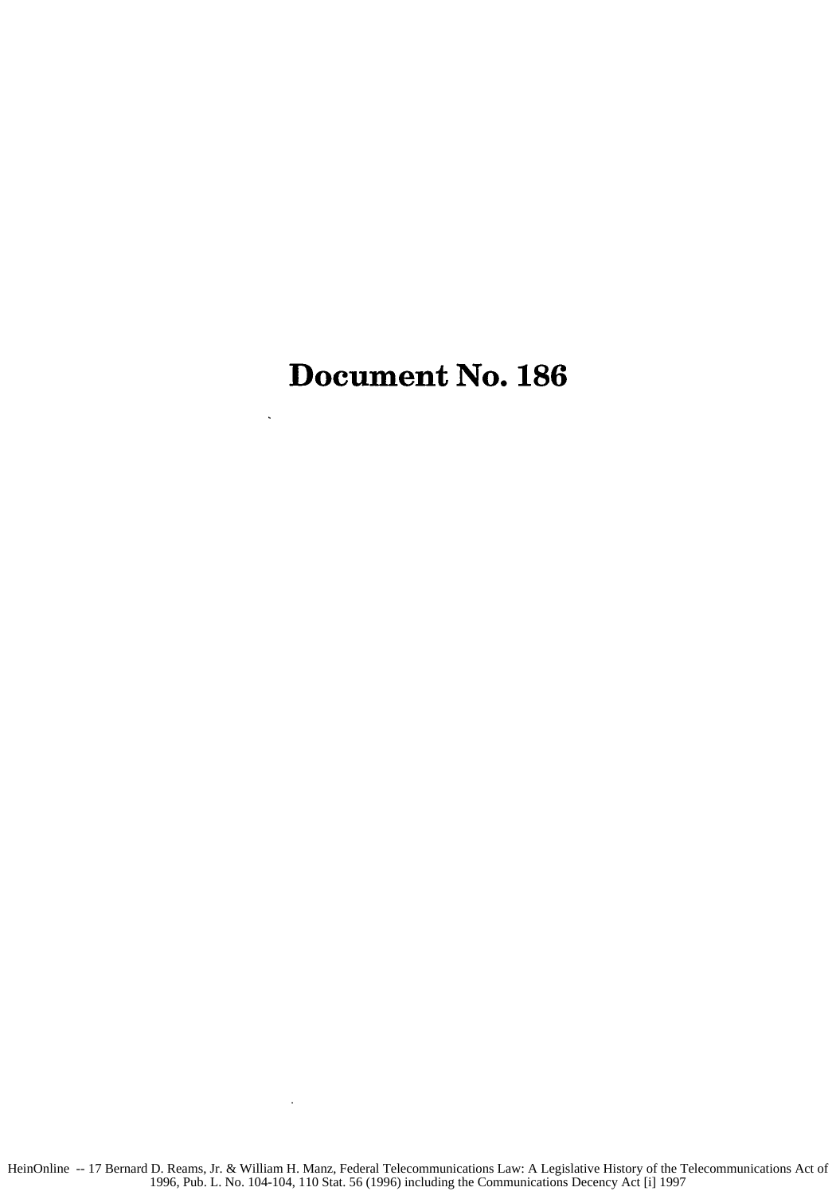# Document No. 186